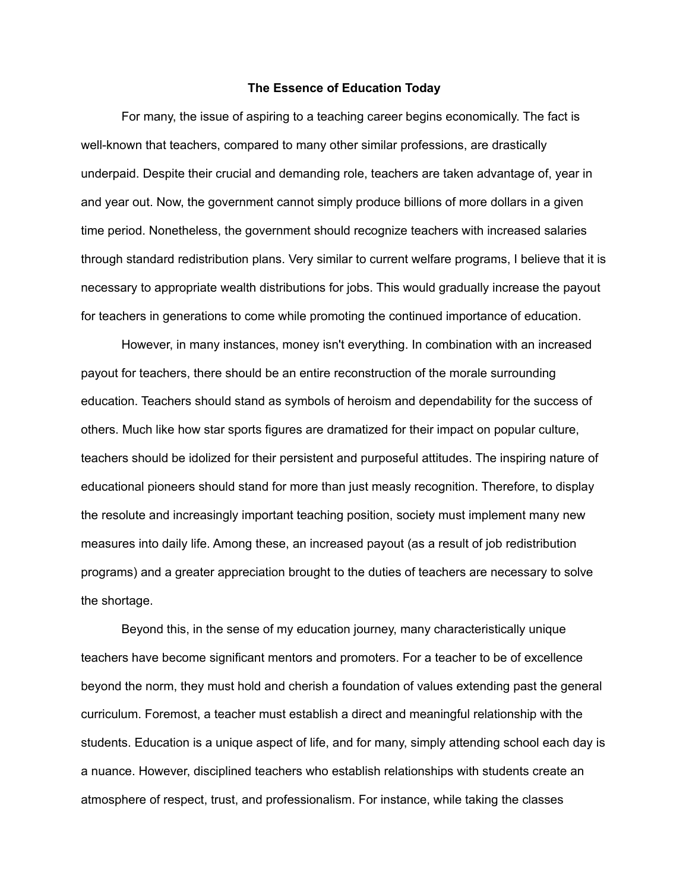# The Essence of Education Today

For many, the issue of aspiring to a teaching career begins economically. The fact is well-known that teachers, compared to many other similar professions, are drastically underpaid. Despite their crucial and demanding role, teachers are taken advantage of, year in and year out. Now, the government cannot simply produce billions of more dollars in a given time period. Nonetheless, the government should recognize teachers with increased salaries through standard redistribution plans. Very similar to current welfare programs, I believe that it is necessary to appropriate wealth distributions for jobs. This would gradually increase the payout for teachers in generations to come while promoting the continued importance of education.

However, in many instances, money isn't everything. In combination with an increased payout for teachers, there should be an entire reconstruction of the morale surrounding education. Teachers should stand as symbols of heroism and dependability for the success of others. Much like how star sports figures are dramatized for their impact on popular culture, teachers should be idolized for their persistent and purposeful attitudes. The inspiring nature of educational pioneers should stand for more than just measly recognition. Therefore, to display the resolute and increasingly important teaching position, society must implement many new measures into daily life. Among these, an increased payout (as a result of job redistribution programs) and a greater appreciation brought to the duties of teachers are necessary to solve the shortage.

Beyond this, in the sense of my education journey, many characteristically unique teachers have become significant mentors and promoters. For a teacher to be of excellence beyond the norm, they must hold and cherish a foundation of values extending past the general curriculum. Foremost, a teacher must establish a direct and meaningful relationship with the students. Education is a unique aspect of life, and for many, simply attending school each day is a nuance. However, disciplined teachers who establish relationships with students create an atmosphere of respect, trust, and professionalism. For instance, while taking the classes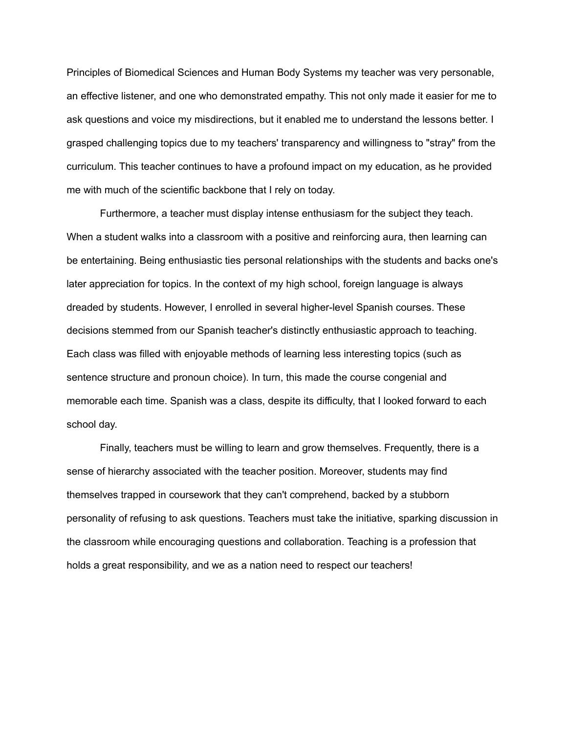Principles of Biomedical Sciences and Human Body Systems my teacher was very personable, an effective listener, and one who demonstrated empathy. This not only made it easier for me to ask questions and voice my misdirections, but it enabled me to understand the lessons better. I grasped challenging topics due to my teachers' transparency and willingness to "stray" from the curriculum. This teacher continues to have a profound impact on my education, as he provided me with much of the scientific backbone that I rely on today.

Furthermore, a teacher must display intense enthusiasm for the subject they teach. When a student walks into a classroom with a positive and reinforcing aura, then learning can be entertaining. Being enthusiastic ties personal relationships with the students and backs one's later appreciation for topics. In the context of my high school, foreign language is always dreaded by students. However, I enrolled in several higher-level Spanish courses. These decisions stemmed from our Spanish teacher's distinctly enthusiastic approach to teaching. Each class was filled with enjoyable methods of learning less interesting topics (such as sentence structure and pronoun choice). In turn, this made the course congenial and memorable each time. Spanish was a class, despite its difficulty, that I looked forward to each school day.

Finally, teachers must be willing to learn and grow themselves. Frequently, there is a sense of hierarchy associated with the teacher position. Moreover, students may find themselves trapped in coursework that they can't comprehend, backed by a stubborn personality of refusing to ask questions. Teachers must take the initiative, sparking discussion in the classroom while encouraging questions and collaboration. Teaching is a profession that holds a great responsibility, and we as a nation need to respect our teachers!